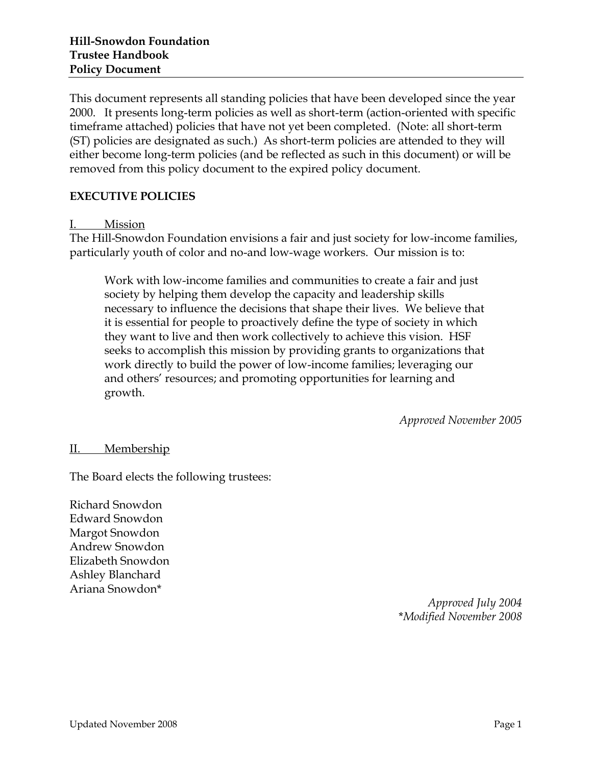**Hill-Snowdon Foundation**
**Trustee Handbook**
**Policy Document**

This document represents all standing policies that have been developed since the year 2000. It presents long-term policies as well as short-term (action-oriented with specific timeframe attached) policies that have not yet been completed. (Note: all short-term (ST) policies are designated as such.) As short-term policies are attended to they will either become long-term policies (and be reflected as such in this document) or will be removed from this policy document to the expired policy document.

## EXECUTIVE POLICIES

### I. Mission

The Hill-Snowdon Foundation envisions a fair and just society for low-income families, particularly youth of color and no-and low-wage workers. Our mission is to:

> Work with low-income families and communities to create a fair and just society by helping them develop the capacity and leadership skills necessary to influence the decisions that shape their lives. We believe that it is essential for people to proactively define the type of society in which they want to live and then work collectively to achieve this vision. HSF seeks to accomplish this mission by providing grants to organizations that work directly to build the power of low-income families; leveraging our and others' resources; and promoting opportunities for learning and growth.

*Approved November 2005*

### II. Membership

The Board elects the following trustees:

Richard Snowdon
Edward Snowdon
Margot Snowdon
Andrew Snowdon
Elizabeth Snowdon
Ashley Blanchard
Ariana Snowdon*

*Approved July 2004*
*\*Modified November 2008*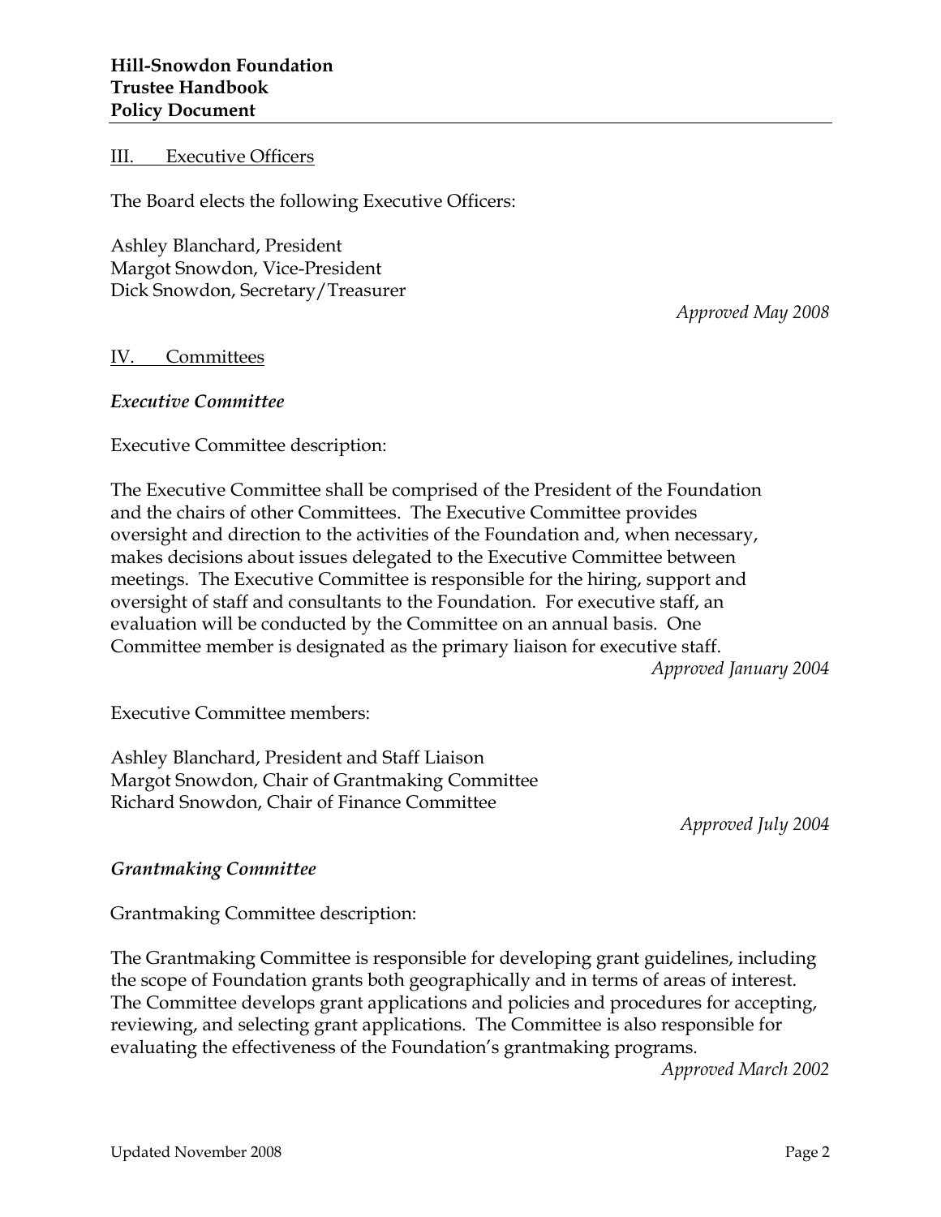## III. Executive Officers

The Board elects the following Executive Officers:

Ashley Blanchard, President
Margot Snowdon, Vice-President
Dick Snowdon, Secretary/Treasurer

*Approved May 2008*

## IV. Committees

### *Executive Committee*

Executive Committee description:

The Executive Committee shall be comprised of the President of the Foundation and the chairs of other Committees. The Executive Committee provides oversight and direction to the activities of the Foundation and, when necessary, makes decisions about issues delegated to the Executive Committee between meetings. The Executive Committee is responsible for the hiring, support and oversight of staff and consultants to the Foundation. For executive staff, an evaluation will be conducted by the Committee on an annual basis. One Committee member is designated as the primary liaison for executive staff.

*Approved January 2004*

Executive Committee members:

Ashley Blanchard, President and Staff Liaison
Margot Snowdon, Chair of Grantmaking Committee
Richard Snowdon, Chair of Finance Committee

*Approved July 2004*

### *Grantmaking Committee*

Grantmaking Committee description:

The Grantmaking Committee is responsible for developing grant guidelines, including the scope of Foundation grants both geographically and in terms of areas of interest. The Committee develops grant applications and policies and procedures for accepting, reviewing, and selecting grant applications. The Committee is also responsible for evaluating the effectiveness of the Foundation's grantmaking programs.

*Approved March 2002*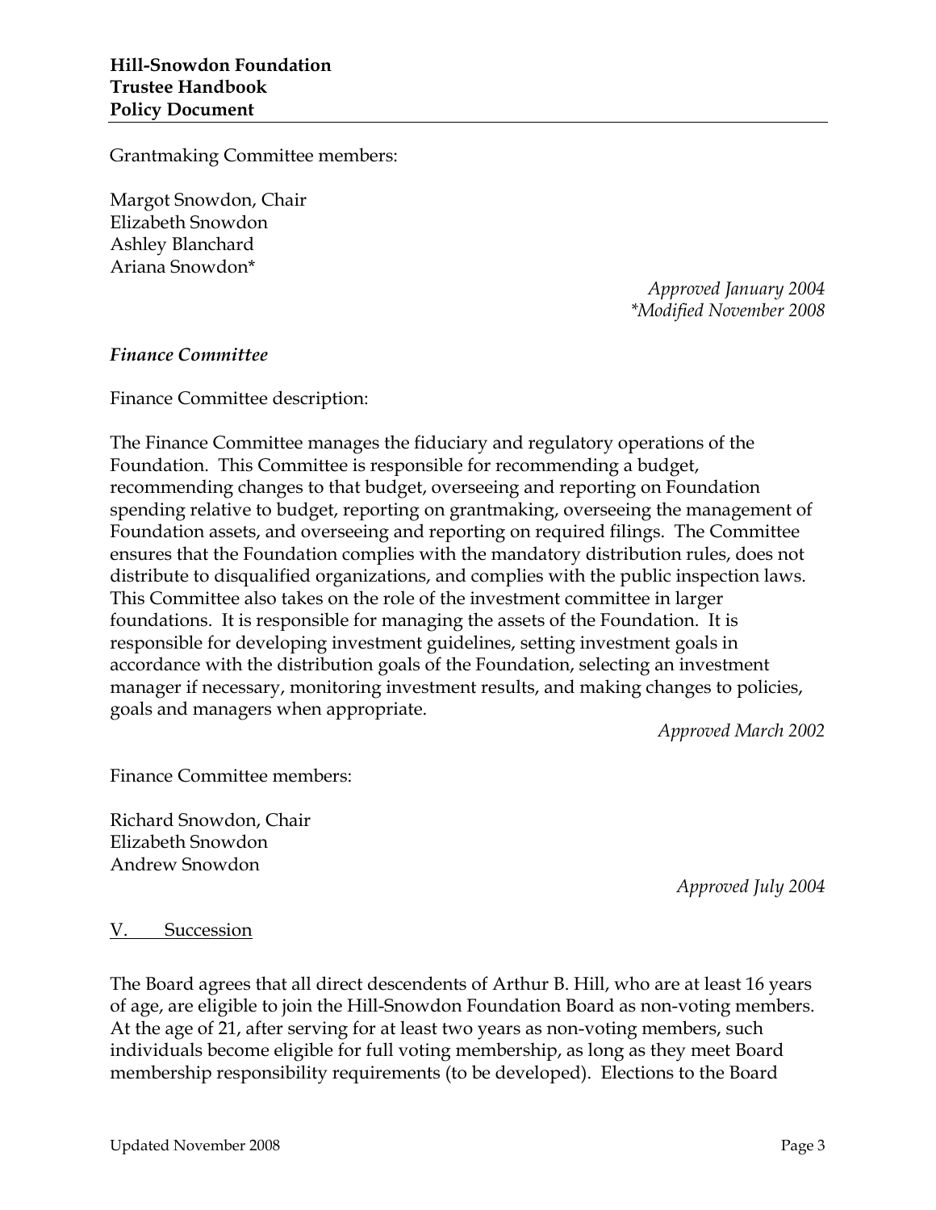Grantmaking Committee members:

Margot Snowdon, Chair
Elizabeth Snowdon
Ashley Blanchard
Ariana Snowdon*

*Approved January 2004*
*\*Modified November 2008*

***Finance Committee***

Finance Committee description:

The Finance Committee manages the fiduciary and regulatory operations of the Foundation. This Committee is responsible for recommending a budget, recommending changes to that budget, overseeing and reporting on Foundation spending relative to budget, reporting on grantmaking, overseeing the management of Foundation assets, and overseeing and reporting on required filings. The Committee ensures that the Foundation complies with the mandatory distribution rules, does not distribute to disqualified organizations, and complies with the public inspection laws. This Committee also takes on the role of the investment committee in larger foundations. It is responsible for managing the assets of the Foundation. It is responsible for developing investment guidelines, setting investment goals in accordance with the distribution goals of the Foundation, selecting an investment manager if necessary, monitoring investment results, and making changes to policies, goals and managers when appropriate.

*Approved March 2002*

Finance Committee members:

Richard Snowdon, Chair
Elizabeth Snowdon
Andrew Snowdon

*Approved July 2004*

## V. Succession

The Board agrees that all direct descendents of Arthur B. Hill, who are at least 16 years of age, are eligible to join the Hill-Snowdon Foundation Board as non-voting members. At the age of 21, after serving for at least two years as non-voting members, such individuals become eligible for full voting membership, as long as they meet Board membership responsibility requirements (to be developed). Elections to the Board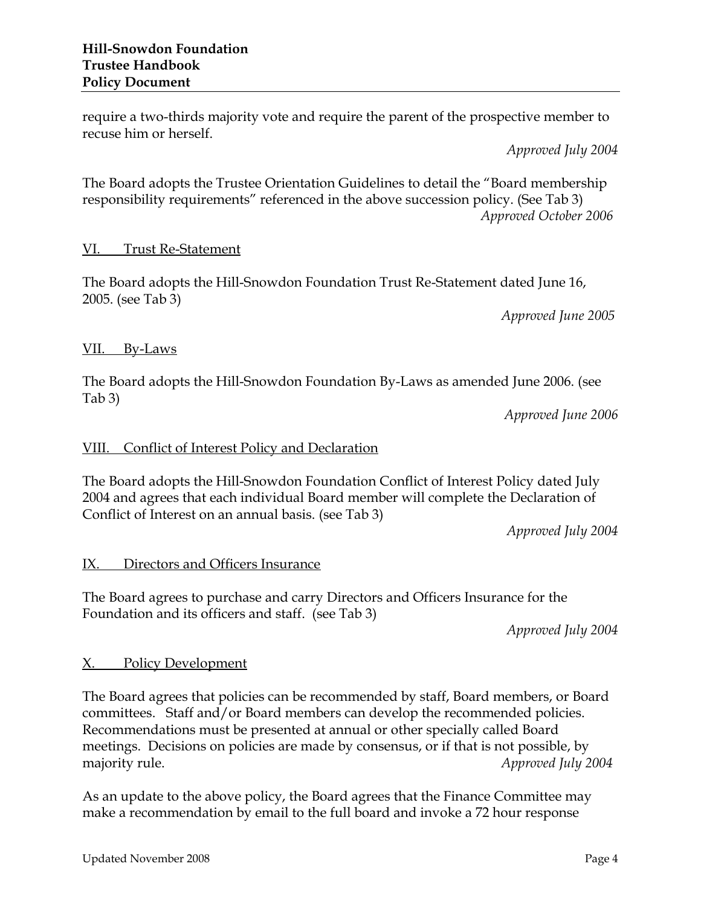require a two-thirds majority vote and require the parent of the prospective member to recuse him or herself.

*Approved July 2004*

The Board adopts the Trustee Orientation Guidelines to detail the "Board membership responsibility requirements" referenced in the above succession policy. (See Tab 3)

*Approved October 2006*

## VI. Trust Re-Statement

The Board adopts the Hill-Snowdon Foundation Trust Re-Statement dated June 16, 2005. (see Tab 3)

*Approved June 2005*

## VII. By-Laws

The Board adopts the Hill-Snowdon Foundation By-Laws as amended June 2006. (see Tab 3)

*Approved June 2006*

## VIII. Conflict of Interest Policy and Declaration

The Board adopts the Hill-Snowdon Foundation Conflict of Interest Policy dated July 2004 and agrees that each individual Board member will complete the Declaration of Conflict of Interest on an annual basis. (see Tab 3)

*Approved July 2004*

## IX. Directors and Officers Insurance

The Board agrees to purchase and carry Directors and Officers Insurance for the Foundation and its officers and staff. (see Tab 3)

*Approved July 2004*

## X. Policy Development

The Board agrees that policies can be recommended by staff, Board members, or Board committees. Staff and/or Board members can develop the recommended policies. Recommendations must be presented at annual or other specially called Board meetings. Decisions on policies are made by consensus, or if that is not possible, by majority rule.

*Approved July 2004*

As an update to the above policy, the Board agrees that the Finance Committee may make a recommendation by email to the full board and invoke a 72 hour response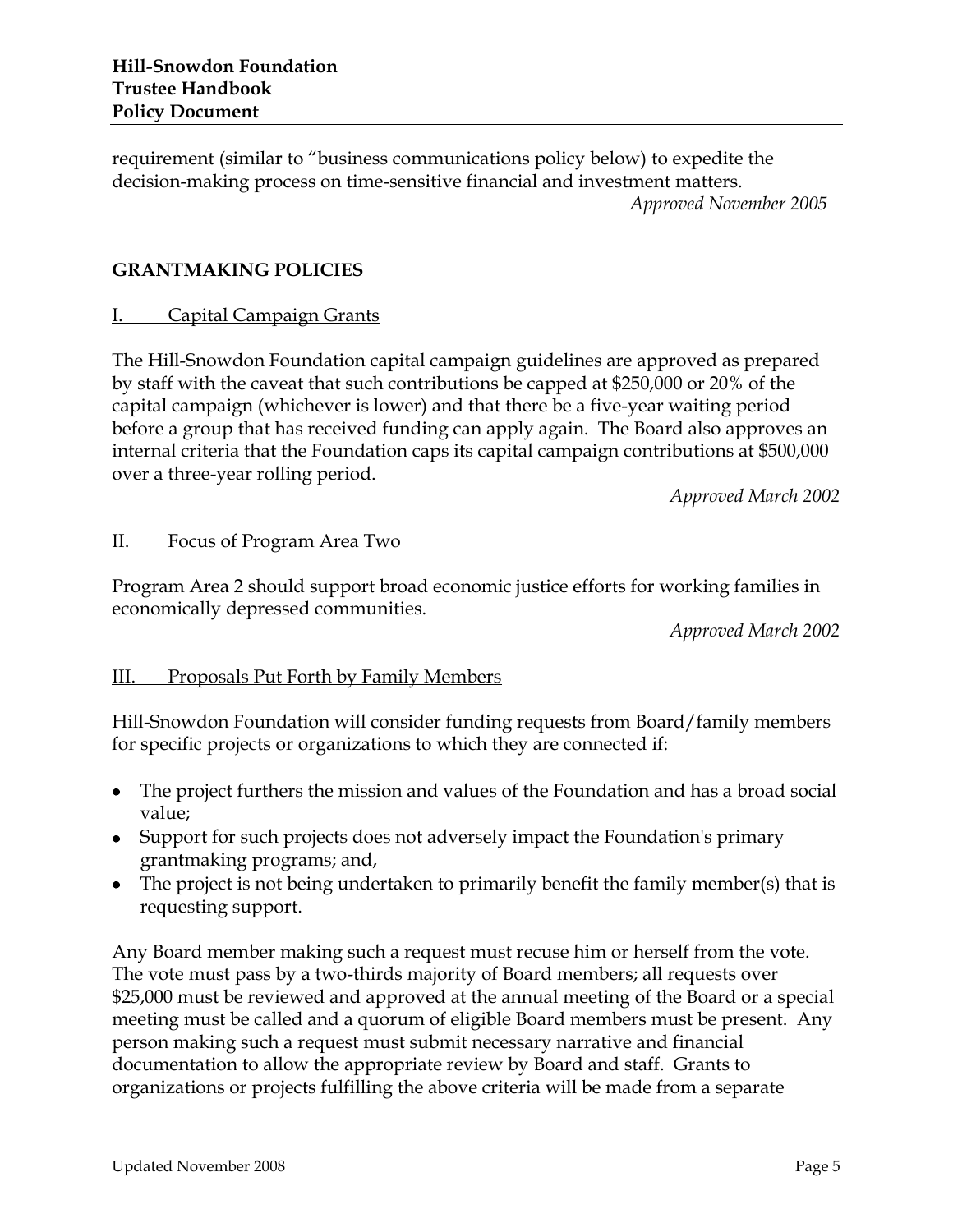requirement (similar to "business communications policy below) to expedite the decision-making process on time-sensitive financial and investment matters.

*Approved November 2005*

## GRANTMAKING POLICIES

### I. Capital Campaign Grants

The Hill-Snowdon Foundation capital campaign guidelines are approved as prepared by staff with the caveat that such contributions be capped at $250,000 or 20% of the capital campaign (whichever is lower) and that there be a five-year waiting period before a group that has received funding can apply again. The Board also approves an internal criteria that the Foundation caps its capital campaign contributions at $500,000 over a three-year rolling period.

*Approved March 2002*

### II. Focus of Program Area Two

Program Area 2 should support broad economic justice efforts for working families in economically depressed communities.

*Approved March 2002*

### III. Proposals Put Forth by Family Members

Hill-Snowdon Foundation will consider funding requests from Board/family members for specific projects or organizations to which they are connected if:

- The project furthers the mission and values of the Foundation and has a broad social value;
- Support for such projects does not adversely impact the Foundation's primary grantmaking programs; and,
- The project is not being undertaken to primarily benefit the family member(s) that is requesting support.

Any Board member making such a request must recuse him or herself from the vote. The vote must pass by a two-thirds majority of Board members; all requests over $25,000 must be reviewed and approved at the annual meeting of the Board or a special meeting must be called and a quorum of eligible Board members must be present. Any person making such a request must submit necessary narrative and financial documentation to allow the appropriate review by Board and staff. Grants to organizations or projects fulfilling the above criteria will be made from a separate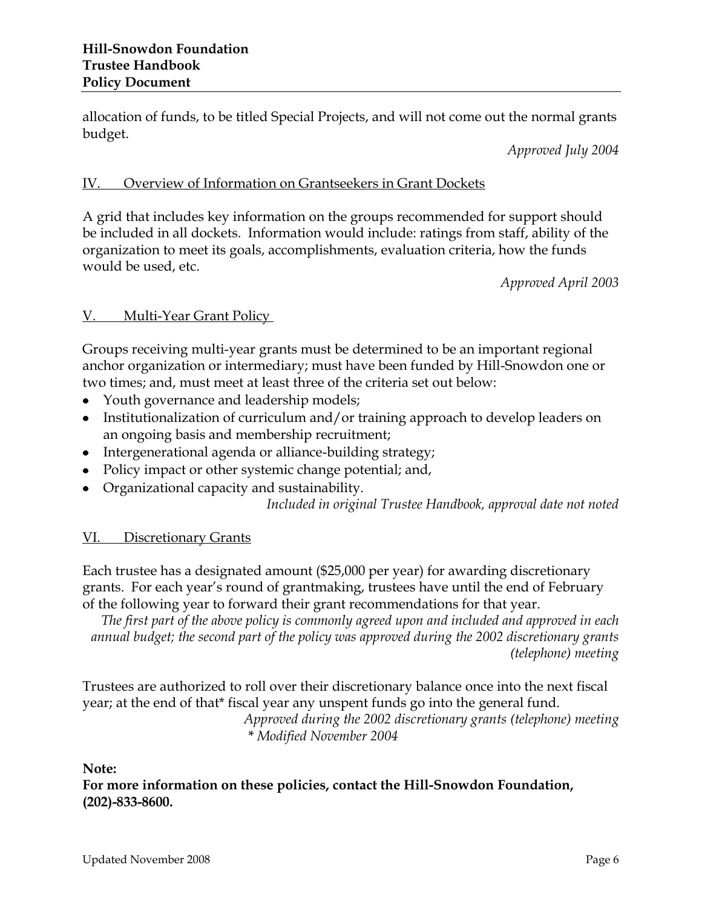allocation of funds, to be titled Special Projects, and will not come out the normal grants budget.

*Approved July 2004*

## IV. Overview of Information on Grantseekers in Grant Dockets

A grid that includes key information on the groups recommended for support should be included in all dockets. Information would include: ratings from staff, ability of the organization to meet its goals, accomplishments, evaluation criteria, how the funds would be used, etc.

*Approved April 2003*

## V. Multi-Year Grant Policy

Groups receiving multi-year grants must be determined to be an important regional anchor organization or intermediary; must have been funded by Hill-Snowdon one or two times; and, must meet at least three of the criteria set out below:

- Youth governance and leadership models;
- Institutionalization of curriculum and/or training approach to develop leaders on an ongoing basis and membership recruitment;
- Intergenerational agenda or alliance-building strategy;
- Policy impact or other systemic change potential; and,
- Organizational capacity and sustainability.

*Included in original Trustee Handbook, approval date not noted*

## VI. Discretionary Grants

Each trustee has a designated amount ($25,000 per year) for awarding discretionary grants. For each year's round of grantmaking, trustees have until the end of February of the following year to forward their grant recommendations for that year.

*The first part of the above policy is commonly agreed upon and included and approved in each annual budget; the second part of the policy was approved during the 2002 discretionary grants (telephone) meeting*

Trustees are authorized to roll over their discretionary balance once into the next fiscal year; at the end of that* fiscal year any unspent funds go into the general fund.

*Approved during the 2002 discretionary grants (telephone) meeting*
*\* Modified November 2004*

**Note:**
**For more information on these policies, contact the Hill-Snowdon Foundation, (202)-833-8600.**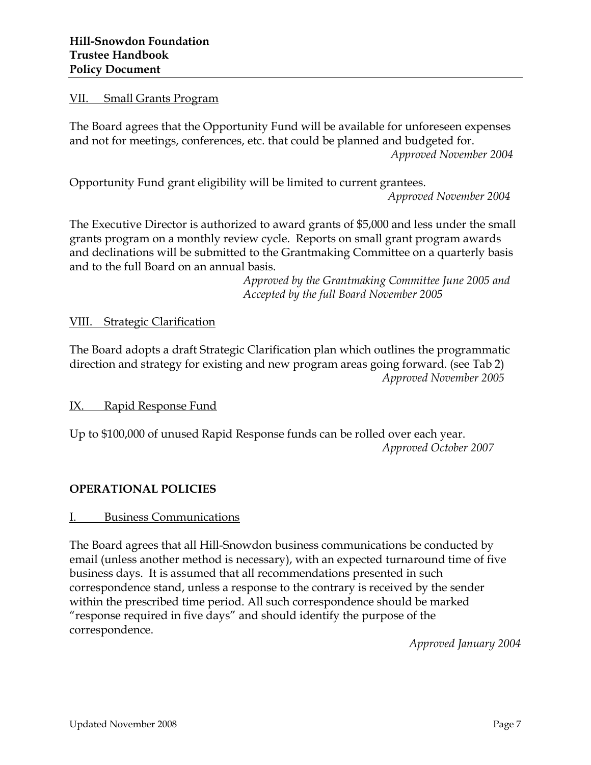VII. Small Grants Program

The Board agrees that the Opportunity Fund will be available for unforeseen expenses and not for meetings, conferences, etc. that could be planned and budgeted for.

*Approved November 2004*

Opportunity Fund grant eligibility will be limited to current grantees.

*Approved November 2004*

The Executive Director is authorized to award grants of $5,000 and less under the small grants program on a monthly review cycle. Reports on small grant program awards and declinations will be submitted to the Grantmaking Committee on a quarterly basis and to the full Board on an annual basis.

*Approved by the Grantmaking Committee June 2005 and Accepted by the full Board November 2005*

VIII. Strategic Clarification

The Board adopts a draft Strategic Clarification plan which outlines the programmatic direction and strategy for existing and new program areas going forward. (see Tab 2)

*Approved November 2005*

IX. Rapid Response Fund

Up to $100,000 of unused Rapid Response funds can be rolled over each year.

*Approved October 2007*

## OPERATIONAL POLICIES

I. Business Communications

The Board agrees that all Hill-Snowdon business communications be conducted by email (unless another method is necessary), with an expected turnaround time of five business days. It is assumed that all recommendations presented in such correspondence stand, unless a response to the contrary is received by the sender within the prescribed time period. All such correspondence should be marked "response required in five days" and should identify the purpose of the correspondence.

*Approved January 2004*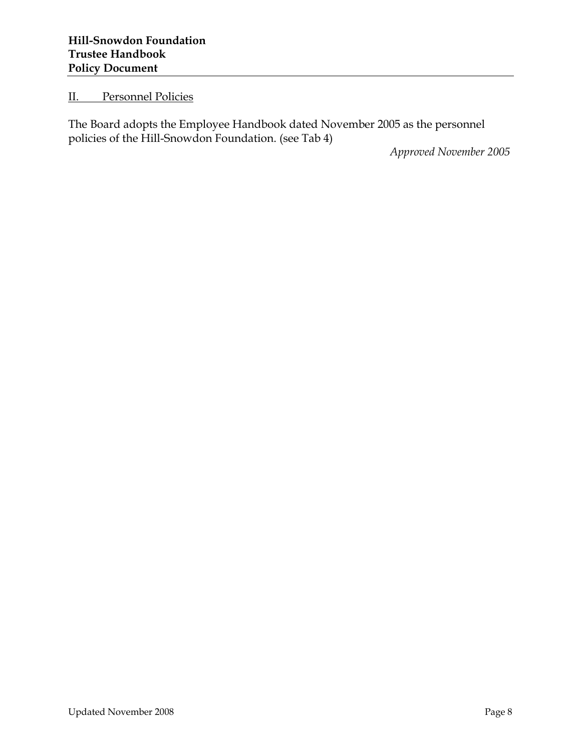## II. Personnel Policies

The Board adopts the Employee Handbook dated November 2005 as the personnel policies of the Hill-Snowdon Foundation. (see Tab 4)

*Approved November 2005*